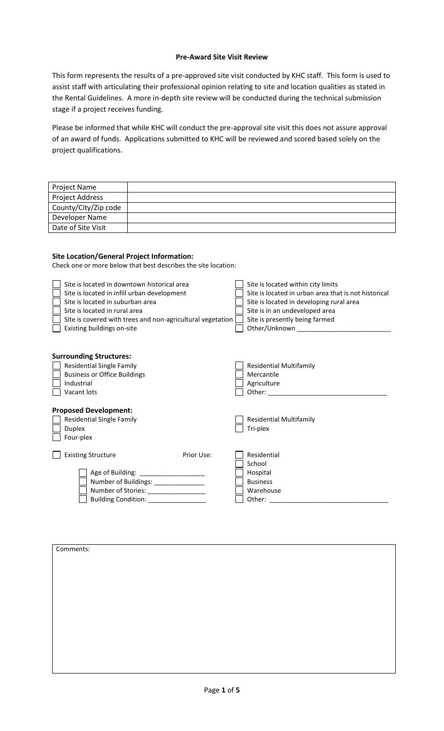**Pre-Award Site Visit Review**

This form represents the results of a pre-approved site visit conducted by KHC staff. This form is used to assist staff with articulating their professional opinion relating to site and location qualities as stated in the Rental Guidelines. A more in-depth site review will be conducted during the technical submission stage if a project receives funding.

Please be informed that while KHC will conduct the pre-approval site visit this does not assure approval of an award of funds. Applications submitted to KHC will be reviewed and scored based solely on the project qualifications.

| Project Name | |
|---|---|
| Project Address | |
| County/City/Zip code | |
| Developer Name | |
| Date of Site Visit | |

**Site Location/General Project Information:**

Check one or more below that best describes the site location:

- ☐ Site is located in downtown historical area
- ☐ Site is located in infill urban development
- ☐ Site is located in suburban area
- ☐ Site is located in rural area
- ☐ Site is covered with trees and non-agricultural vegetation
- ☐ Existing buildings on-site
- ☐ Site is located within city limits
- ☐ Site is located in urban area that is not historical
- ☐ Site is located in developing rural area
- ☐ Site is in an undeveloped area
- ☐ Site is presently being farmed
- ☐ Other/Unknown ______________________

**Surrounding Structures:**

- ☐ Residential Single Family
- ☐ Business or Office Buildings
- ☐ Industrial
- ☐ Vacant lots
- ☐ Residential Multifamily
- ☐ Mercantile
- ☐ Agriculture
- ☐ Other: ______________________

**Proposed Development:**

- ☐ Residential Single Family
- ☐ Duplex
- ☐ Four-plex
- ☐ Residential Multifamily
- ☐ Tri-plex

☐ Existing Structure

- ☐ Age of Building: ________________
- ☐ Number of Buildings: ____________
- ☐ Number of Stories: ______________
- ☐ Building Condition: ______________

Prior Use:

- ☐ Residential
- ☐ School
- ☐ Hospital
- ☐ Business
- ☐ Warehouse
- ☐ Other: ______________________

| Comments: |
|---|
| |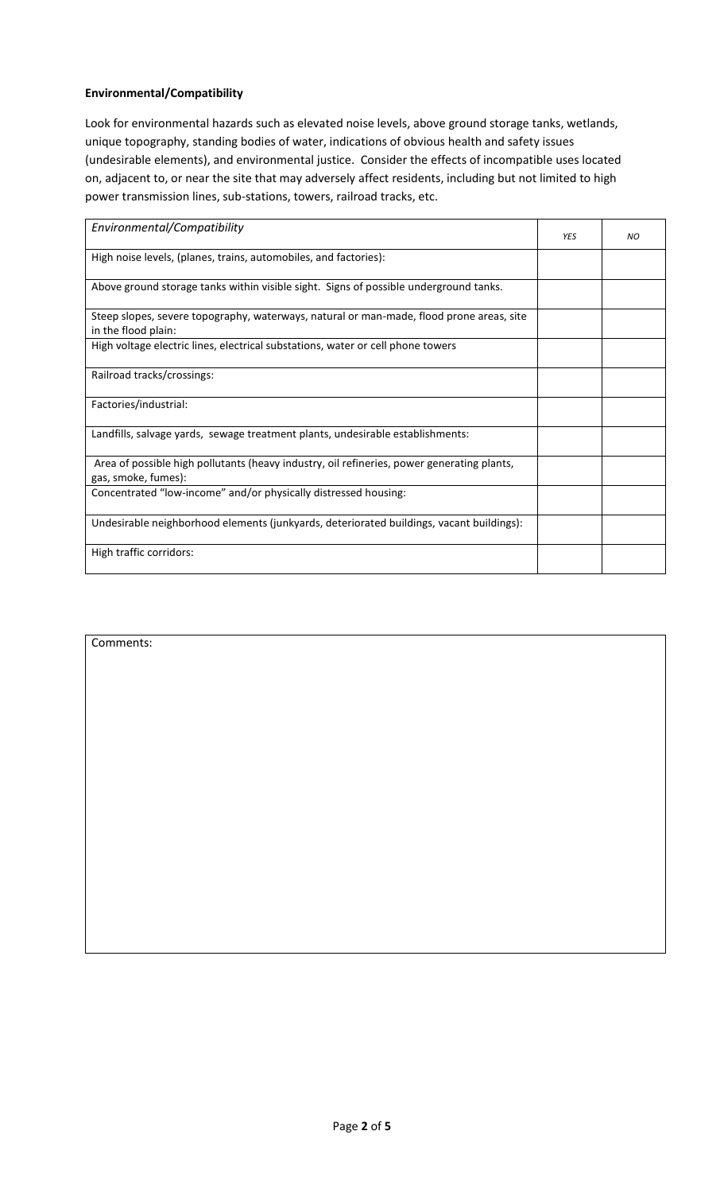**Environmental/Compatibility**

Look for environmental hazards such as elevated noise levels, above ground storage tanks, wetlands, unique topography, standing bodies of water, indications of obvious health and safety issues (undesirable elements), and environmental justice. Consider the effects of incompatible uses located on, adjacent to, or near the site that may adversely affect residents, including but not limited to high power transmission lines, sub-stations, towers, railroad tracks, etc.

| *Environmental/Compatibility* | *YES* | *NO* |
|---|---|---|
| High noise levels, (planes, trains, automobiles, and factories): | | |
| Above ground storage tanks within visible sight. Signs of possible underground tanks. | | |
| Steep slopes, severe topography, waterways, natural or man-made, flood prone areas, site in the flood plain: | | |
| High voltage electric lines, electrical substations, water or cell phone towers | | |
| Railroad tracks/crossings: | | |
| Factories/industrial: | | |
| Landfills, salvage yards, sewage treatment plants, undesirable establishments: | | |
| Area of possible high pollutants (heavy industry, oil refineries, power generating plants, gas, smoke, fumes): | | |
| Concentrated "low-income" and/or physically distressed housing: | | |
| Undesirable neighborhood elements (junkyards, deteriorated buildings, vacant buildings): | | |
| High traffic corridors: | | |

| Comments: |
|---|
| |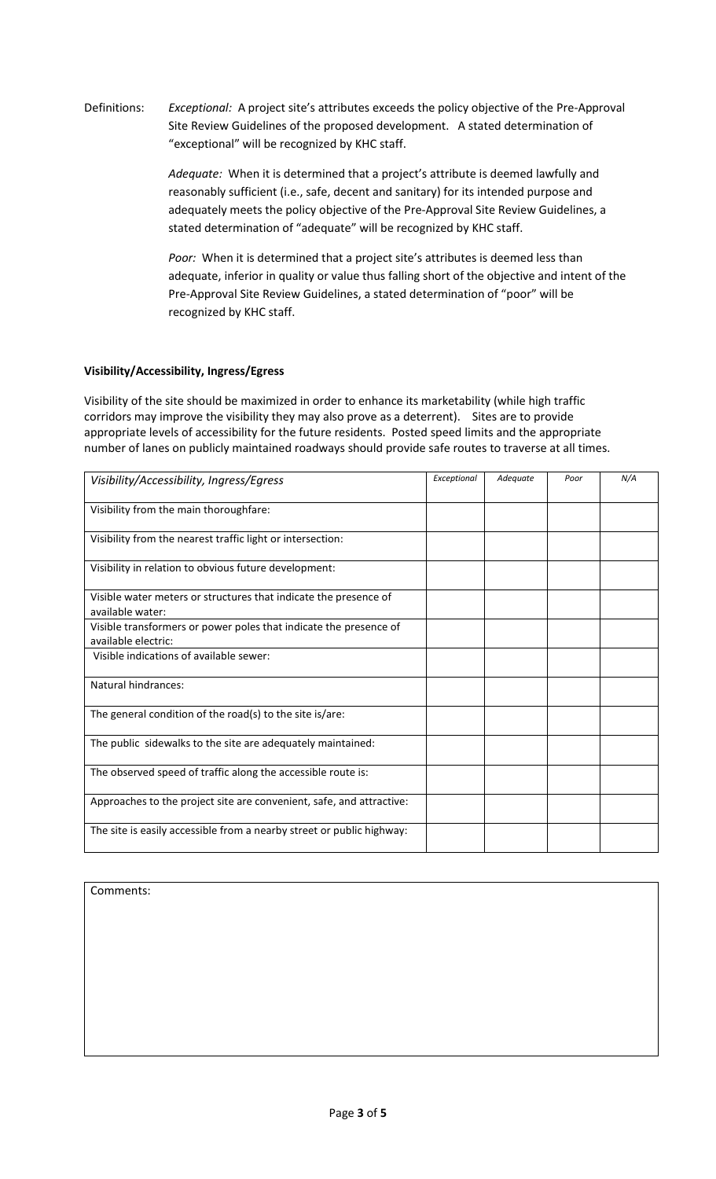Definitions: *Exceptional:* A project site's attributes exceeds the policy objective of the Pre-Approval Site Review Guidelines of the proposed development. A stated determination of "exceptional" will be recognized by KHC staff.

*Adequate:* When it is determined that a project's attribute is deemed lawfully and reasonably sufficient (i.e., safe, decent and sanitary) for its intended purpose and adequately meets the policy objective of the Pre-Approval Site Review Guidelines, a stated determination of "adequate" will be recognized by KHC staff.

*Poor:* When it is determined that a project site's attributes is deemed less than adequate, inferior in quality or value thus falling short of the objective and intent of the Pre-Approval Site Review Guidelines, a stated determination of "poor" will be recognized by KHC staff.

**Visibility/Accessibility, Ingress/Egress**

Visibility of the site should be maximized in order to enhance its marketability (while high traffic corridors may improve the visibility they may also prove as a deterrent). Sites are to provide appropriate levels of accessibility for the future residents. Posted speed limits and the appropriate number of lanes on publicly maintained roadways should provide safe routes to traverse at all times.

| *Visibility/Accessibility, Ingress/Egress* | *Exceptional* | *Adequate* | *Poor* | *N/A* |
|---|---|---|---|---|
| Visibility from the main thoroughfare: | | | | |
| Visibility from the nearest traffic light or intersection: | | | | |
| Visibility in relation to obvious future development: | | | | |
| Visible water meters or structures that indicate the presence of available water: | | | | |
| Visible transformers or power poles that indicate the presence of available electric: | | | | |
| Visible indications of available sewer: | | | | |
| Natural hindrances: | | | | |
| The general condition of the road(s) to the site is/are: | | | | |
| The public sidewalks to the site are adequately maintained: | | | | |
| The observed speed of traffic along the accessible route is: | | | | |
| Approaches to the project site are convenient, safe, and attractive: | | | | |
| The site is easily accessible from a nearby street or public highway: | | | | |

Comments: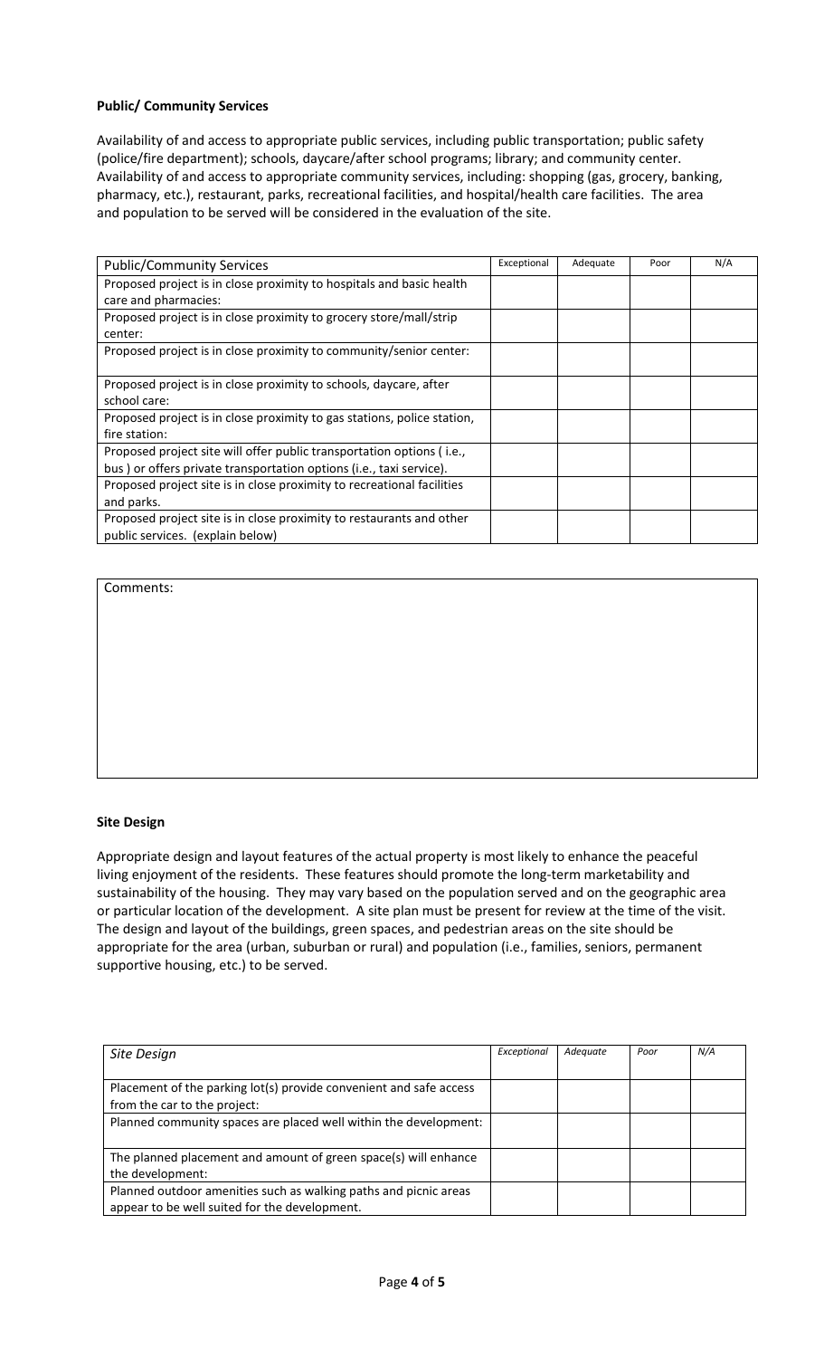**Public/ Community Services**

Availability of and access to appropriate public services, including public transportation; public safety (police/fire department); schools, daycare/after school programs; library; and community center. Availability of and access to appropriate community services, including: shopping (gas, grocery, banking, pharmacy, etc.), restaurant, parks, recreational facilities, and hospital/health care facilities. The area and population to be served will be considered in the evaluation of the site.

| Public/Community Services | Exceptional | Adequate | Poor | N/A |
|---|---|---|---|---|
| Proposed project is in close proximity to hospitals and basic health care and pharmacies: | | | | |
| Proposed project is in close proximity to grocery store/mall/strip center: | | | | |
| Proposed project is in close proximity to community/senior center: | | | | |
| Proposed project is in close proximity to schools, daycare, after school care: | | | | |
| Proposed project is in close proximity to gas stations, police station, fire station: | | | | |
| Proposed project site will offer public transportation options ( i.e., bus ) or offers private transportation options (i.e., taxi service). | | | | |
| Proposed project site is in close proximity to recreational facilities and parks. | | | | |
| Proposed project site is in close proximity to restaurants and other public services. (explain below) | | | | |

Comments:

**Site Design**

Appropriate design and layout features of the actual property is most likely to enhance the peaceful living enjoyment of the residents. These features should promote the long-term marketability and sustainability of the housing. They may vary based on the population served and on the geographic area or particular location of the development. A site plan must be present for review at the time of the visit. The design and layout of the buildings, green spaces, and pedestrian areas on the site should be appropriate for the area (urban, suburban or rural) and population (i.e., families, seniors, permanent supportive housing, etc.) to be served.

| *Site Design* | *Exceptional* | *Adequate* | *Poor* | *N/A* |
|---|---|---|---|---|
| Placement of the parking lot(s) provide convenient and safe access from the car to the project: | | | | |
| Planned community spaces are placed well within the development: | | | | |
| The planned placement and amount of green space(s) will enhance the development: | | | | |
| Planned outdoor amenities such as walking paths and picnic areas appear to be well suited for the development. | | | | |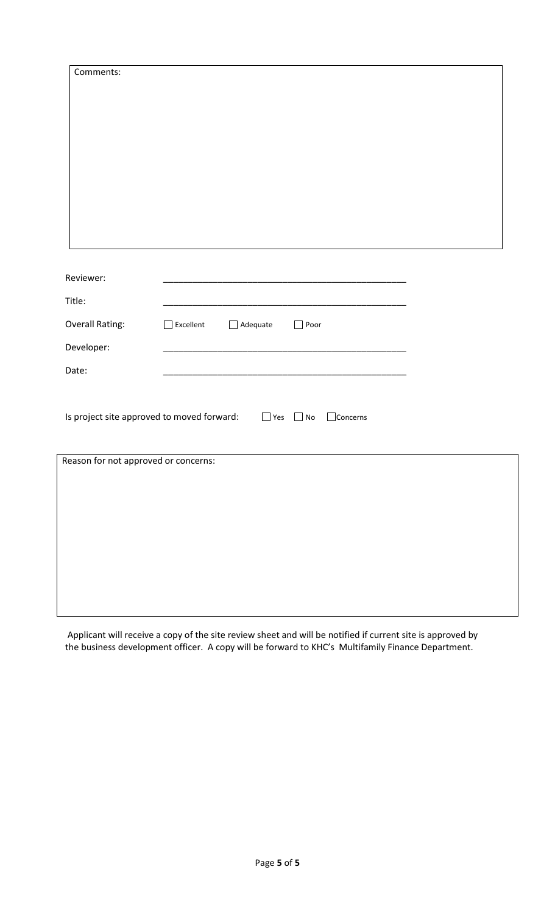Comments:

Reviewer: \_\_\_\_\_\_\_\_\_\_\_\_\_\_\_\_\_\_\_\_\_\_\_\_\_\_\_\_\_\_\_\_\_\_\_\_\_\_\_\_\_\_\_\_\_\_\_\_

Title: \_\_\_\_\_\_\_\_\_\_\_\_\_\_\_\_\_\_\_\_\_\_\_\_\_\_\_\_\_\_\_\_\_\_\_\_\_\_\_\_\_\_\_\_\_\_\_\_

Overall Rating: ☐ Excellent ☐ Adequate ☐ Poor

Developer: \_\_\_\_\_\_\_\_\_\_\_\_\_\_\_\_\_\_\_\_\_\_\_\_\_\_\_\_\_\_\_\_\_\_\_\_\_\_\_\_\_\_\_\_\_\_\_\_

Date: \_\_\_\_\_\_\_\_\_\_\_\_\_\_\_\_\_\_\_\_\_\_\_\_\_\_\_\_\_\_\_\_\_\_\_\_\_\_\_\_\_\_\_\_\_\_\_\_

Is project site approved to moved forward: ☐ Yes ☐ No ☐ Concerns

Reason for not approved or concerns:

Applicant will receive a copy of the site review sheet and will be notified if current site is approved by the business development officer. A copy will be forward to KHC's Multifamily Finance Department.